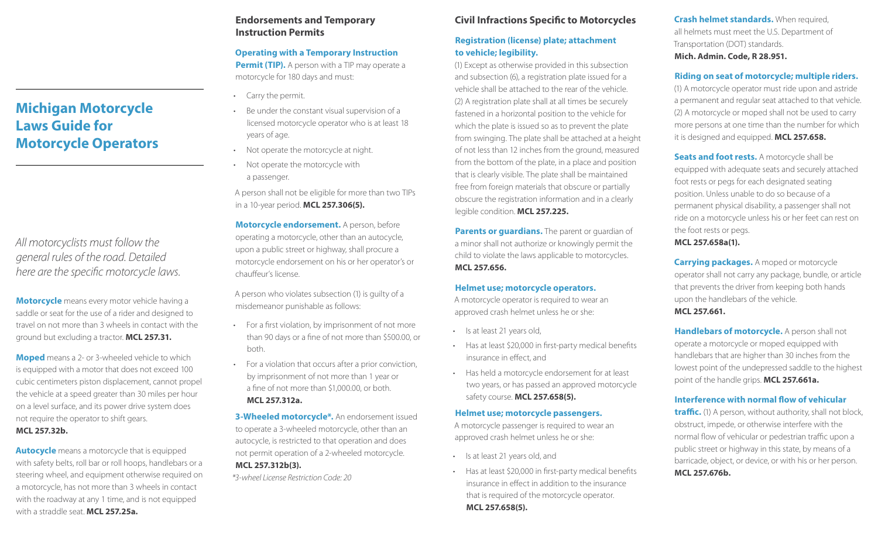# Michigan Motorcycle Laws Guide for Motorcycle Operators

*All motorcyclists must follow the general rules of the road. Detailed here are the specific motorcycle laws.*

**Motorcycle** means every motor vehicle having a saddle or seat for the use of a rider and designed to travel on not more than 3 wheels in contact with the ground but excluding a tractor. **MCL 257.31.**

**Moped** means a 2- or 3-wheeled vehicle to which is equipped with a motor that does not exceed 100 cubic centimeters piston displacement, cannot propel the vehicle at a speed greater than 30 miles per hour on a level surface, and its power drive system does not require the operator to shift gears. **MCL 257.32b.**

**Autocycle** means a motorcycle that is equipped with safety belts, roll bar or roll hoops, handlebars or a steering wheel, and equipment otherwise required on a motorcycle, has not more than 3 wheels in contact with the roadway at any 1 time, and is not equipped with a straddle seat. **MCL 257.25a.**

## Endorsements and Temporary Instruction Permits

**Operating with a Temporary Instruction Permit (TIP).** A person with a TIP may operate a motorcycle for 180 days and must:

- Carry the permit.
- Be under the constant visual supervision of a licensed motorcycle operator who is at least 18 years of age.
- Not operate the motorcycle at night.
- Not operate the motorcycle with a passenger.

A person shall not be eligible for more than two TIPs in a 10-year period. **MCL 257.306(5).**

**Motorcycle endorsement.** A person, before operating a motorcycle, other than an autocycle, upon a public street or highway, shall procure a motorcycle endorsement on his or her operator's or chauffeur's license.

A person who violates subsection (1) is guilty of a misdemeanor punishable as follows:

- For a first violation, by imprisonment of not more than 90 days or a fine of not more than $500.00, or both.
- For a violation that occurs after a prior conviction, by imprisonment of not more than 1 year or a fine of not more than $1,000.00, or both. **MCL 257.312a.**

**3-Wheeled motorcycle*.** An endorsement issued to operate a 3-wheeled motorcycle, other than an autocycle, is restricted to that operation and does not permit operation of a 2-wheeled motorcycle. **MCL 257.312b(3).**

*\*3-wheel License Restriction Code: 20*

## Civil Infractions Specific to Motorcycles

**Registration (license) plate; attachment to vehicle; legibility.**

(1) Except as otherwise provided in this subsection and subsection (6), a registration plate issued for a vehicle shall be attached to the rear of the vehicle. (2) A registration plate shall at all times be securely fastened in a horizontal position to the vehicle for which the plate is issued so as to prevent the plate from swinging. The plate shall be attached at a height of not less than 12 inches from the ground, measured from the bottom of the plate, in a place and position that is clearly visible. The plate shall be maintained free from foreign materials that obscure or partially obscure the registration information and in a clearly legible condition. **MCL 257.225.**

**Parents or guardians.** The parent or guardian of a minor shall not authorize or knowingly permit the child to violate the laws applicable to motorcycles. **MCL 257.656.**

**Helmet use; motorcycle operators.**

A motorcycle operator is required to wear an approved crash helmet unless he or she:

- Is at least 21 years old,
- Has at least $20,000 in first-party medical benefits insurance in effect, and
- Has held a motorcycle endorsement for at least two years, or has passed an approved motorcycle safety course. **MCL 257.658(5).**

**Helmet use; motorcycle passengers.**

A motorcycle passenger is required to wear an approved crash helmet unless he or she:

- Is at least 21 years old, and
- Has at least $20,000 in first-party medical benefits insurance in effect in addition to the insurance that is required of the motorcycle operator. **MCL 257.658(5).**

**Crash helmet standards.** When required, all helmets must meet the U.S. Department of Transportation (DOT) standards. **Mich. Admin. Code, R 28.951.**

**Riding on seat of motorcycle; multiple riders.**

(1) A motorcycle operator must ride upon and astride a permanent and regular seat attached to that vehicle. (2) A motorcycle or moped shall not be used to carry more persons at one time than the number for which it is designed and equipped. **MCL 257.658.**

**Seats and foot rests.** A motorcycle shall be equipped with adequate seats and securely attached foot rests or pegs for each designated seating position. Unless unable to do so because of a permanent physical disability, a passenger shall not ride on a motorcycle unless his or her feet can rest on the foot rests or pegs. **MCL 257.658a(1).**

**Carrying packages.** A moped or motorcycle operator shall not carry any package, bundle, or article that prevents the driver from keeping both hands upon the handlebars of the vehicle. **MCL 257.661.**

**Handlebars of motorcycle.** A person shall not operate a motorcycle or moped equipped with handlebars that are higher than 30 inches from the lowest point of the undepressed saddle to the highest point of the handle grips. **MCL 257.661a.**

**Interference with normal flow of vehicular traffic.** (1) A person, without authority, shall not block, obstruct, impede, or otherwise interfere with the normal flow of vehicular or pedestrian traffic upon a public street or highway in this state, by means of a barricade, object, or device, or with his or her person. **MCL 257.676b.**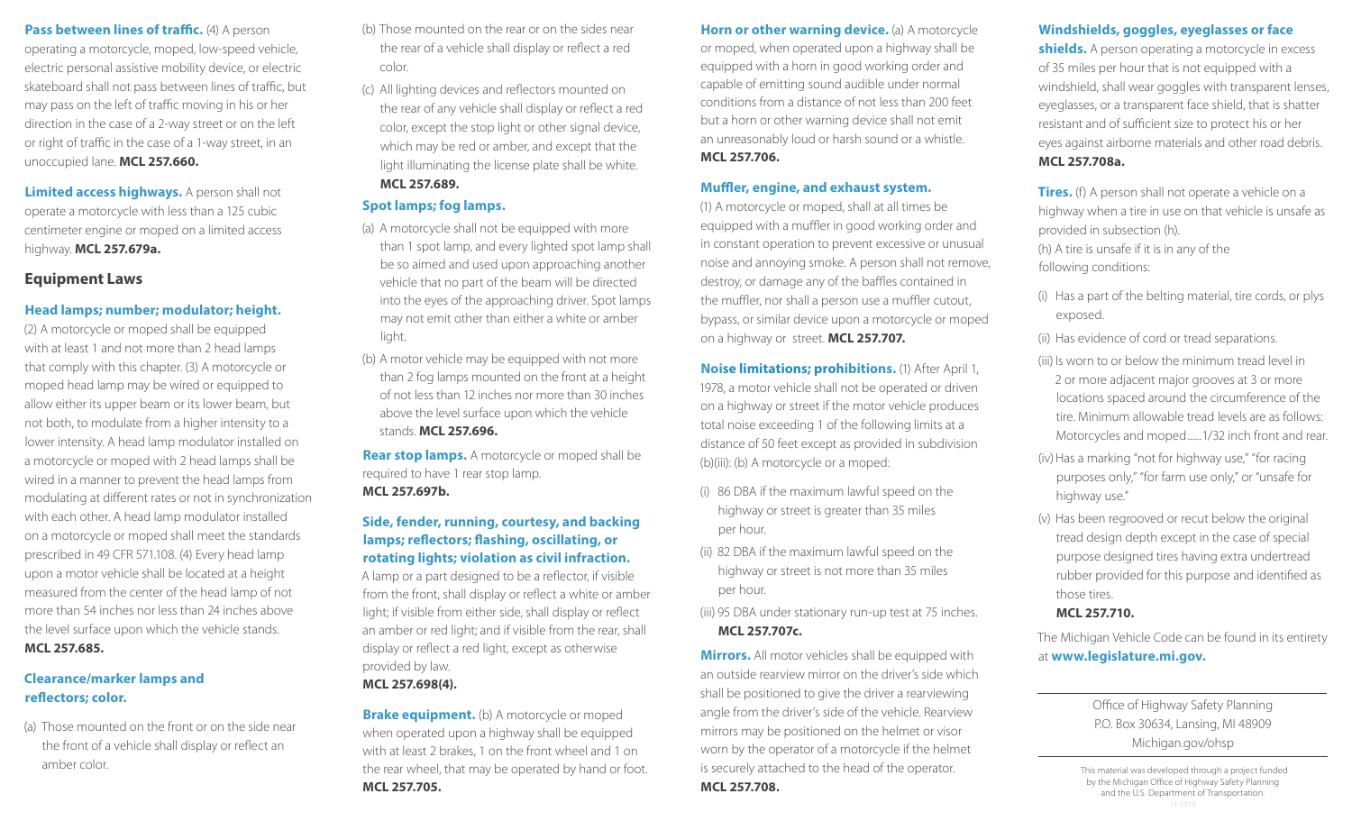**Pass between lines of traffic.** (4) A person operating a motorcycle, moped, low-speed vehicle, electric personal assistive mobility device, or electric skateboard shall not pass between lines of traffic, but may pass on the left of traffic moving in his or her direction in the case of a 2-way street or on the left or right of traffic in the case of a 1-way street, in an unoccupied lane. **MCL 257.660.**

**Limited access highways.** A person shall not operate a motorcycle with less than a 125 cubic centimeter engine or moped on a limited access highway. **MCL 257.679a.**

## Equipment Laws

### Head lamps; number; modulator; height.

(2) A motorcycle or moped shall be equipped with at least 1 and not more than 2 head lamps that comply with this chapter. (3) A motorcycle or moped head lamp may be wired or equipped to allow either its upper beam or its lower beam, but not both, to modulate from a higher intensity to a lower intensity. A head lamp modulator installed on a motorcycle or moped with 2 head lamps shall be wired in a manner to prevent the head lamps from modulating at different rates or not in synchronization with each other. A head lamp modulator installed on a motorcycle or moped shall meet the standards prescribed in 49 CFR 571.108. (4) Every head lamp upon a motor vehicle shall be located at a height measured from the center of the head lamp of not more than 54 inches nor less than 24 inches above the level surface upon which the vehicle stands. **MCL 257.685.**

### Clearance/marker lamps and reflectors; color.

(a) Those mounted on the front or on the side near the front of a vehicle shall display or reflect an amber color.

(b) Those mounted on the rear or on the sides near the rear of a vehicle shall display or reflect a red color.

(c) All lighting devices and reflectors mounted on the rear of any vehicle shall display or reflect a red color, except the stop light or other signal device, which may be red or amber, and except that the light illuminating the license plate shall be white. **MCL 257.689.**

### Spot lamps; fog lamps.

(a) A motorcycle shall not be equipped with more than 1 spot lamp, and every lighted spot lamp shall be so aimed and used upon approaching another vehicle that no part of the beam will be directed into the eyes of the approaching driver. Spot lamps may not emit other than either a white or amber light.

(b) A motor vehicle may be equipped with not more than 2 fog lamps mounted on the front at a height of not less than 12 inches nor more than 30 inches above the level surface upon which the vehicle stands. **MCL 257.696.**

**Rear stop lamps.** A motorcycle or moped shall be required to have 1 rear stop lamp. **MCL 257.697b.**

### Side, fender, running, courtesy, and backing lamps; reflectors; flashing, oscillating, or rotating lights; violation as civil infraction.

A lamp or a part designed to be a reflector, if visible from the front, shall display or reflect a white or amber light; if visible from either side, shall display or reflect an amber or red light; and if visible from the rear, shall display or reflect a red light, except as otherwise provided by law.
**MCL 257.698(4).**

**Brake equipment.** (b) A motorcycle or moped when operated upon a highway shall be equipped with at least 2 brakes, 1 on the front wheel and 1 on the rear wheel, that may be operated by hand or foot. **MCL 257.705.**

**Horn or other warning device.** (a) A motorcycle or moped, when operated upon a highway shall be equipped with a horn in good working order and capable of emitting sound audible under normal conditions from a distance of not less than 200 feet but a horn or other warning device shall not emit an unreasonably loud or harsh sound or a whistle. **MCL 257.706.**

### Muffler, engine, and exhaust system.

(1) A motorcycle or moped, shall at all times be equipped with a muffler in good working order and in constant operation to prevent excessive or unusual noise and annoying smoke. A person shall not remove, destroy, or damage any of the baffles contained in the muffler, nor shall a person use a muffler cutout, bypass, or similar device upon a motorcycle or moped on a highway or street. **MCL 257.707.**

**Noise limitations; prohibitions.** (1) After April 1, 1978, a motor vehicle shall not be operated or driven on a highway or street if the motor vehicle produces total noise exceeding 1 of the following limits at a distance of 50 feet except as provided in subdivision (b)(iii): (b) A motorcycle or a moped:

(i) 86 DBA if the maximum lawful speed on the highway or street is greater than 35 miles per hour.

(ii) 82 DBA if the maximum lawful speed on the highway or street is not more than 35 miles per hour.

(iii) 95 DBA under stationary run-up test at 75 inches. **MCL 257.707c.**

**Mirrors.** All motor vehicles shall be equipped with an outside rearview mirror on the driver's side which shall be positioned to give the driver a rearviewing angle from the driver's side of the vehicle. Rearview mirrors may be positioned on the helmet or visor worn by the operator of a motorcycle if the helmet is securely attached to the head of the operator. **MCL 257.708.**

### Windshields, goggles, eyeglasses or face shields.

A person operating a motorcycle in excess of 35 miles per hour that is not equipped with a windshield, shall wear goggles with transparent lenses, eyeglasses, or a transparent face shield, that is shatter resistant and of sufficient size to protect his or her eyes against airborne materials and other road debris. **MCL 257.708a.**

**Tires.** (f) A person shall not operate a vehicle on a highway when a tire in use on that vehicle is unsafe as provided in subsection (h).
(h) A tire is unsafe if it is in any of the following conditions:

(i) Has a part of the belting material, tire cords, or plys exposed.

(ii) Has evidence of cord or tread separations.

(iii) Is worn to or below the minimum tread level in 2 or more adjacent major grooves at 3 or more locations spaced around the circumference of the tire. Minimum allowable tread levels are as follows: Motorcycles and moped......1/32 inch front and rear.

(iv) Has a marking "not for highway use," "for racing purposes only," "for farm use only," or "unsafe for highway use."

(v) Has been regrooved or recut below the original tread design depth except in the case of special purpose designed tires having extra undertread rubber provided for this purpose and identified as those tires.

**MCL 257.710.**

The Michigan Vehicle Code can be found in its entirety at **www.legislature.mi.gov.**

Office of Highway Safety Planning
P.O. Box 30634, Lansing, MI 48909
Michigan.gov/ohsp

This material was developed through a project funded by the Michigan Office of Highway Safety Planning and the U.S. Department of Transportation.